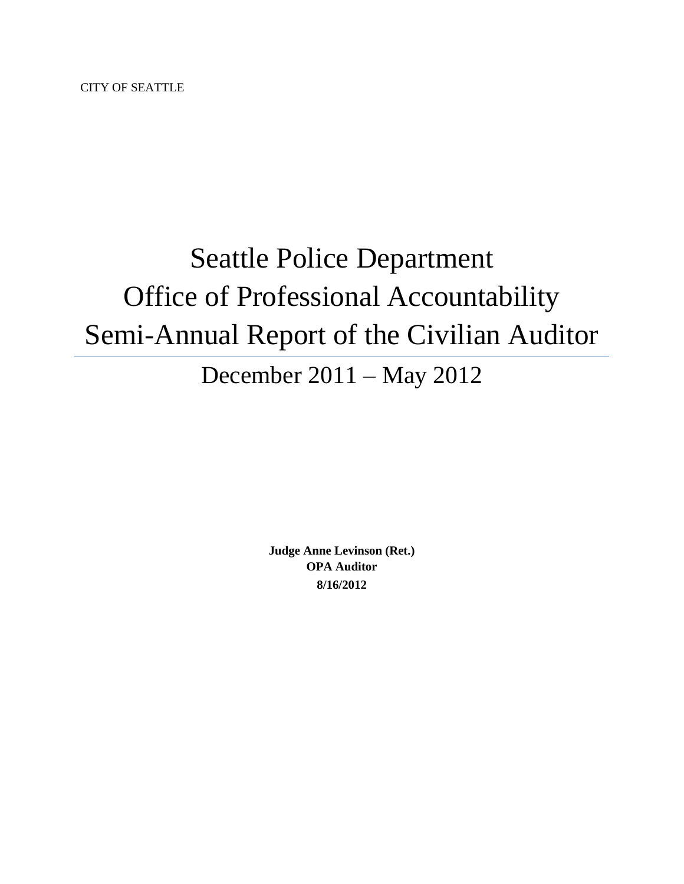CITY OF SEATTLE

# Seattle Police Department
# Office of Professional Accountability
# Semi-Annual Report of the Civilian Auditor

## December 2011 – May 2012

**Judge Anne Levinson (Ret.)**
**OPA Auditor**
**8/16/2012**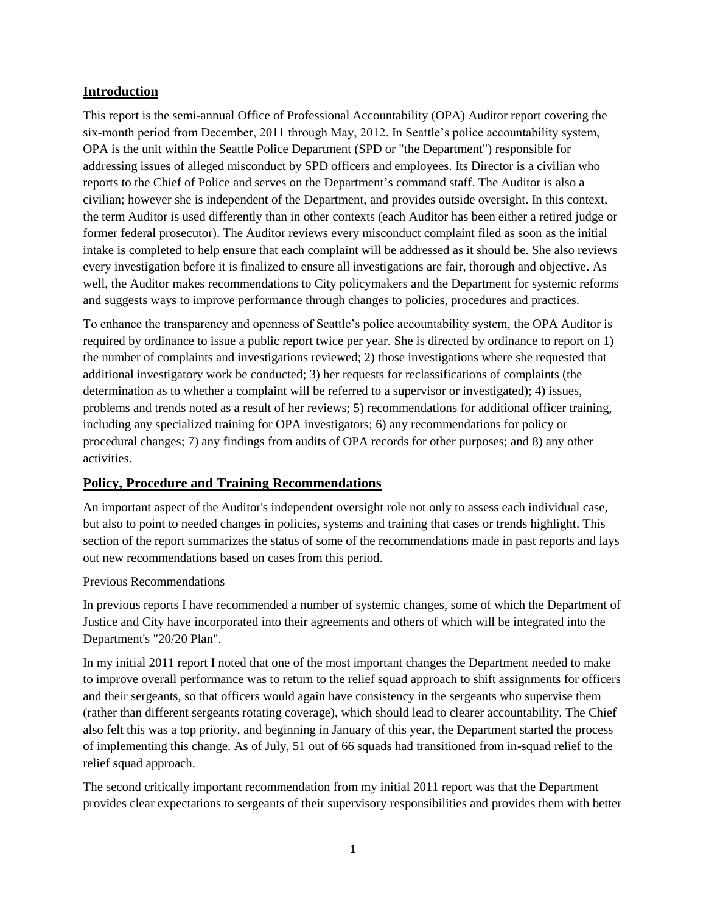## Introduction

This report is the semi-annual Office of Professional Accountability (OPA) Auditor report covering the six-month period from December, 2011 through May, 2012. In Seattle's police accountability system, OPA is the unit within the Seattle Police Department (SPD or "the Department") responsible for addressing issues of alleged misconduct by SPD officers and employees. Its Director is a civilian who reports to the Chief of Police and serves on the Department's command staff. The Auditor is also a civilian; however she is independent of the Department, and provides outside oversight. In this context, the term Auditor is used differently than in other contexts (each Auditor has been either a retired judge or former federal prosecutor). The Auditor reviews every misconduct complaint filed as soon as the initial intake is completed to help ensure that each complaint will be addressed as it should be. She also reviews every investigation before it is finalized to ensure all investigations are fair, thorough and objective. As well, the Auditor makes recommendations to City policymakers and the Department for systemic reforms and suggests ways to improve performance through changes to policies, procedures and practices.

To enhance the transparency and openness of Seattle's police accountability system, the OPA Auditor is required by ordinance to issue a public report twice per year. She is directed by ordinance to report on 1) the number of complaints and investigations reviewed; 2) those investigations where she requested that additional investigatory work be conducted; 3) her requests for reclassifications of complaints (the determination as to whether a complaint will be referred to a supervisor or investigated); 4) issues, problems and trends noted as a result of her reviews; 5) recommendations for additional officer training, including any specialized training for OPA investigators; 6) any recommendations for policy or procedural changes; 7) any findings from audits of OPA records for other purposes; and 8) any other activities.

## Policy, Procedure and Training Recommendations

An important aspect of the Auditor's independent oversight role not only to assess each individual case, but also to point to needed changes in policies, systems and training that cases or trends highlight. This section of the report summarizes the status of some of the recommendations made in past reports and lays out new recommendations based on cases from this period.

### Previous Recommendations

In previous reports I have recommended a number of systemic changes, some of which the Department of Justice and City have incorporated into their agreements and others of which will be integrated into the Department's "20/20 Plan".

In my initial 2011 report I noted that one of the most important changes the Department needed to make to improve overall performance was to return to the relief squad approach to shift assignments for officers and their sergeants, so that officers would again have consistency in the sergeants who supervise them (rather than different sergeants rotating coverage), which should lead to clearer accountability. The Chief also felt this was a top priority, and beginning in January of this year, the Department started the process of implementing this change. As of July, 51 out of 66 squads had transitioned from in-squad relief to the relief squad approach.

The second critically important recommendation from my initial 2011 report was that the Department provides clear expectations to sergeants of their supervisory responsibilities and provides them with better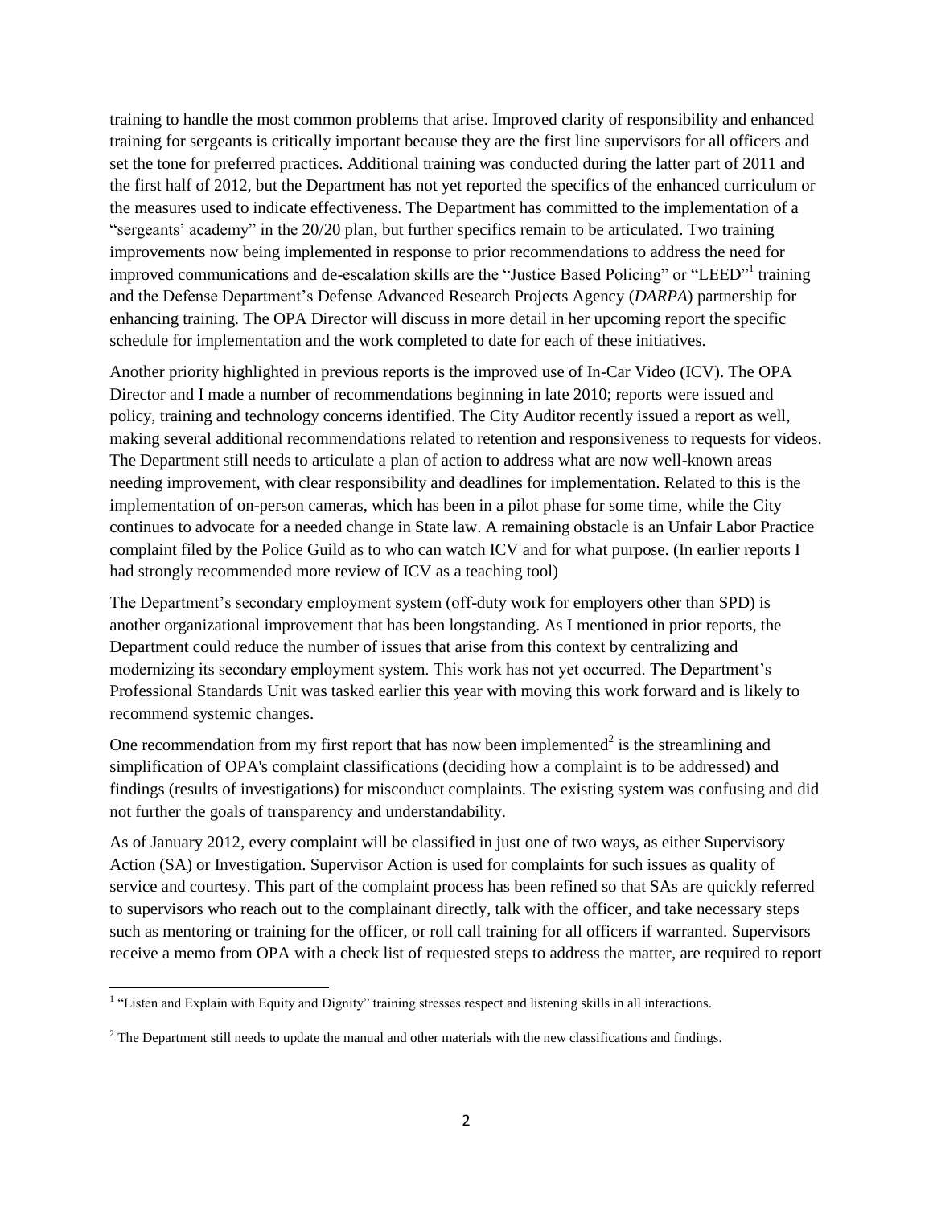training to handle the most common problems that arise. Improved clarity of responsibility and enhanced training for sergeants is critically important because they are the first line supervisors for all officers and set the tone for preferred practices. Additional training was conducted during the latter part of 2011 and the first half of 2012, but the Department has not yet reported the specifics of the enhanced curriculum or the measures used to indicate effectiveness. The Department has committed to the implementation of a "sergeants' academy" in the 20/20 plan, but further specifics remain to be articulated. Two training improvements now being implemented in response to prior recommendations to address the need for improved communications and de-escalation skills are the "Justice Based Policing" or "LEED"[1] training and the Defense Department's Defense Advanced Research Projects Agency (*DARPA*) partnership for enhancing training. The OPA Director will discuss in more detail in her upcoming report the specific schedule for implementation and the work completed to date for each of these initiatives.

Another priority highlighted in previous reports is the improved use of In-Car Video (ICV). The OPA Director and I made a number of recommendations beginning in late 2010; reports were issued and policy, training and technology concerns identified. The City Auditor recently issued a report as well, making several additional recommendations related to retention and responsiveness to requests for videos. The Department still needs to articulate a plan of action to address what are now well-known areas needing improvement, with clear responsibility and deadlines for implementation. Related to this is the implementation of on-person cameras, which has been in a pilot phase for some time, while the City continues to advocate for a needed change in State law. A remaining obstacle is an Unfair Labor Practice complaint filed by the Police Guild as to who can watch ICV and for what purpose. (In earlier reports I had strongly recommended more review of ICV as a teaching tool)

The Department's secondary employment system (off-duty work for employers other than SPD) is another organizational improvement that has been longstanding. As I mentioned in prior reports, the Department could reduce the number of issues that arise from this context by centralizing and modernizing its secondary employment system. This work has not yet occurred. The Department's Professional Standards Unit was tasked earlier this year with moving this work forward and is likely to recommend systemic changes.

One recommendation from my first report that has now been implemented[2] is the streamlining and simplification of OPA's complaint classifications (deciding how a complaint is to be addressed) and findings (results of investigations) for misconduct complaints. The existing system was confusing and did not further the goals of transparency and understandability.

As of January 2012, every complaint will be classified in just one of two ways, as either Supervisory Action (SA) or Investigation. Supervisor Action is used for complaints for such issues as quality of service and courtesy. This part of the complaint process has been refined so that SAs are quickly referred to supervisors who reach out to the complainant directly, talk with the officer, and take necessary steps such as mentoring or training for the officer, or roll call training for all officers if warranted. Supervisors receive a memo from OPA with a check list of requested steps to address the matter, are required to report

---

[1] "Listen and Explain with Equity and Dignity" training stresses respect and listening skills in all interactions.

[2] The Department still needs to update the manual and other materials with the new classifications and findings.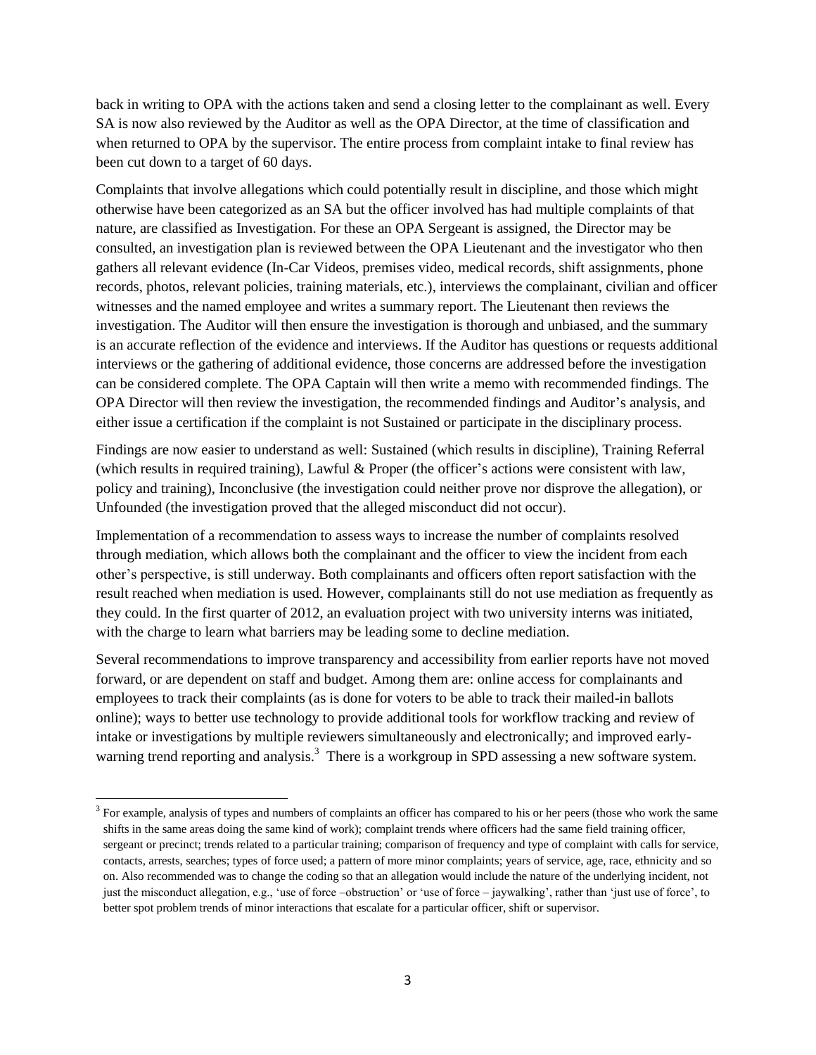back in writing to OPA with the actions taken and send a closing letter to the complainant as well. Every SA is now also reviewed by the Auditor as well as the OPA Director, at the time of classification and when returned to OPA by the supervisor. The entire process from complaint intake to final review has been cut down to a target of 60 days.

Complaints that involve allegations which could potentially result in discipline, and those which might otherwise have been categorized as an SA but the officer involved has had multiple complaints of that nature, are classified as Investigation. For these an OPA Sergeant is assigned, the Director may be consulted, an investigation plan is reviewed between the OPA Lieutenant and the investigator who then gathers all relevant evidence (In-Car Videos, premises video, medical records, shift assignments, phone records, photos, relevant policies, training materials, etc.), interviews the complainant, civilian and officer witnesses and the named employee and writes a summary report. The Lieutenant then reviews the investigation. The Auditor will then ensure the investigation is thorough and unbiased, and the summary is an accurate reflection of the evidence and interviews. If the Auditor has questions or requests additional interviews or the gathering of additional evidence, those concerns are addressed before the investigation can be considered complete. The OPA Captain will then write a memo with recommended findings. The OPA Director will then review the investigation, the recommended findings and Auditor's analysis, and either issue a certification if the complaint is not Sustained or participate in the disciplinary process.

Findings are now easier to understand as well: Sustained (which results in discipline), Training Referral (which results in required training), Lawful & Proper (the officer's actions were consistent with law, policy and training), Inconclusive (the investigation could neither prove nor disprove the allegation), or Unfounded (the investigation proved that the alleged misconduct did not occur).

Implementation of a recommendation to assess ways to increase the number of complaints resolved through mediation, which allows both the complainant and the officer to view the incident from each other's perspective, is still underway. Both complainants and officers often report satisfaction with the result reached when mediation is used. However, complainants still do not use mediation as frequently as they could. In the first quarter of 2012, an evaluation project with two university interns was initiated, with the charge to learn what barriers may be leading some to decline mediation.

Several recommendations to improve transparency and accessibility from earlier reports have not moved forward, or are dependent on staff and budget. Among them are: online access for complainants and employees to track their complaints (as is done for voters to be able to track their mailed-in ballots online); ways to better use technology to provide additional tools for workflow tracking and review of intake or investigations by multiple reviewers simultaneously and electronically; and improved early-warning trend reporting and analysis.[3] There is a workgroup in SPD assessing a new software system.

[3] For example, analysis of types and numbers of complaints an officer has compared to his or her peers (those who work the same shifts in the same areas doing the same kind of work); complaint trends where officers had the same field training officer, sergeant or precinct; trends related to a particular training; comparison of frequency and type of complaint with calls for service, contacts, arrests, searches; types of force used; a pattern of more minor complaints; years of service, age, race, ethnicity and so on. Also recommended was to change the coding so that an allegation would include the nature of the underlying incident, not just the misconduct allegation, e.g., 'use of force –obstruction' or 'use of force – jaywalking', rather than 'just use of force', to better spot problem trends of minor interactions that escalate for a particular officer, shift or supervisor.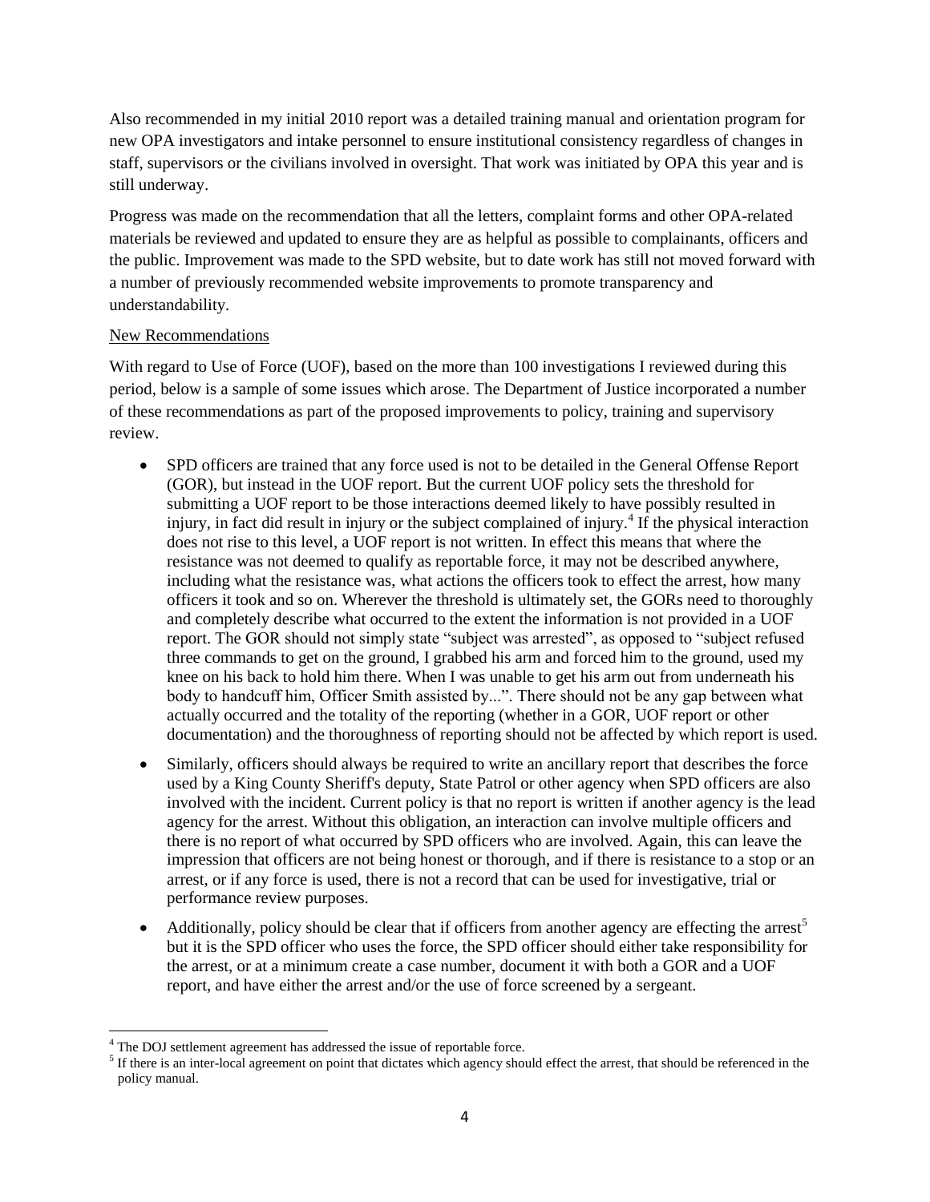Also recommended in my initial 2010 report was a detailed training manual and orientation program for new OPA investigators and intake personnel to ensure institutional consistency regardless of changes in staff, supervisors or the civilians involved in oversight. That work was initiated by OPA this year and is still underway.

Progress was made on the recommendation that all the letters, complaint forms and other OPA-related materials be reviewed and updated to ensure they are as helpful as possible to complainants, officers and the public. Improvement was made to the SPD website, but to date work has still not moved forward with a number of previously recommended website improvements to promote transparency and understandability.

New Recommendations

With regard to Use of Force (UOF), based on the more than 100 investigations I reviewed during this period, below is a sample of some issues which arose. The Department of Justice incorporated a number of these recommendations as part of the proposed improvements to policy, training and supervisory review.

- SPD officers are trained that any force used is not to be detailed in the General Offense Report (GOR), but instead in the UOF report. But the current UOF policy sets the threshold for submitting a UOF report to be those interactions deemed likely to have possibly resulted in injury, in fact did result in injury or the subject complained of injury.[4] If the physical interaction does not rise to this level, a UOF report is not written. In effect this means that where the resistance was not deemed to qualify as reportable force, it may not be described anywhere, including what the resistance was, what actions the officers took to effect the arrest, how many officers it took and so on. Wherever the threshold is ultimately set, the GORs need to thoroughly and completely describe what occurred to the extent the information is not provided in a UOF report. The GOR should not simply state "subject was arrested", as opposed to "subject refused three commands to get on the ground, I grabbed his arm and forced him to the ground, used my knee on his back to hold him there. When I was unable to get his arm out from underneath his body to handcuff him, Officer Smith assisted by...". There should not be any gap between what actually occurred and the totality of the reporting (whether in a GOR, UOF report or other documentation) and the thoroughness of reporting should not be affected by which report is used.
- Similarly, officers should always be required to write an ancillary report that describes the force used by a King County Sheriff's deputy, State Patrol or other agency when SPD officers are also involved with the incident. Current policy is that no report is written if another agency is the lead agency for the arrest. Without this obligation, an interaction can involve multiple officers and there is no report of what occurred by SPD officers who are involved. Again, this can leave the impression that officers are not being honest or thorough, and if there is resistance to a stop or an arrest, or if any force is used, there is not a record that can be used for investigative, trial or performance review purposes.
- Additionally, policy should be clear that if officers from another agency are effecting the arrest[5] but it is the SPD officer who uses the force, the SPD officer should either take responsibility for the arrest, or at a minimum create a case number, document it with both a GOR and a UOF report, and have either the arrest and/or the use of force screened by a sergeant.

[4] The DOJ settlement agreement has addressed the issue of reportable force.

[5] If there is an inter-local agreement on point that dictates which agency should effect the arrest, that should be referenced in the policy manual.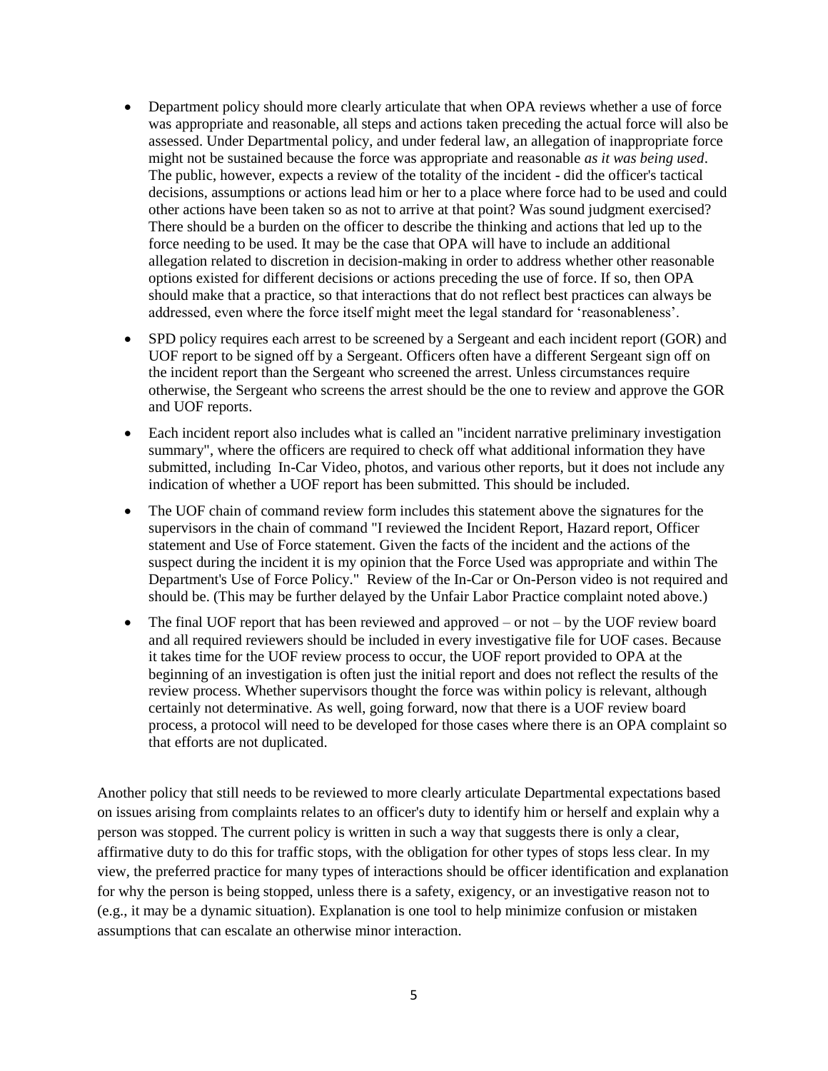- Department policy should more clearly articulate that when OPA reviews whether a use of force was appropriate and reasonable, all steps and actions taken preceding the actual force will also be assessed. Under Departmental policy, and under federal law, an allegation of inappropriate force might not be sustained because the force was appropriate and reasonable *as it was being used*. The public, however, expects a review of the totality of the incident - did the officer's tactical decisions, assumptions or actions lead him or her to a place where force had to be used and could other actions have been taken so as not to arrive at that point? Was sound judgment exercised? There should be a burden on the officer to describe the thinking and actions that led up to the force needing to be used. It may be the case that OPA will have to include an additional allegation related to discretion in decision-making in order to address whether other reasonable options existed for different decisions or actions preceding the use of force. If so, then OPA should make that a practice, so that interactions that do not reflect best practices can always be addressed, even where the force itself might meet the legal standard for 'reasonableness'.
- SPD policy requires each arrest to be screened by a Sergeant and each incident report (GOR) and UOF report to be signed off by a Sergeant. Officers often have a different Sergeant sign off on the incident report than the Sergeant who screened the arrest. Unless circumstances require otherwise, the Sergeant who screens the arrest should be the one to review and approve the GOR and UOF reports.
- Each incident report also includes what is called an "incident narrative preliminary investigation summary", where the officers are required to check off what additional information they have submitted, including In-Car Video, photos, and various other reports, but it does not include any indication of whether a UOF report has been submitted. This should be included.
- The UOF chain of command review form includes this statement above the signatures for the supervisors in the chain of command "I reviewed the Incident Report, Hazard report, Officer statement and Use of Force statement. Given the facts of the incident and the actions of the suspect during the incident it is my opinion that the Force Used was appropriate and within The Department's Use of Force Policy." Review of the In-Car or On-Person video is not required and should be. (This may be further delayed by the Unfair Labor Practice complaint noted above.)
- The final UOF report that has been reviewed and approved – or not – by the UOF review board and all required reviewers should be included in every investigative file for UOF cases. Because it takes time for the UOF review process to occur, the UOF report provided to OPA at the beginning of an investigation is often just the initial report and does not reflect the results of the review process. Whether supervisors thought the force was within policy is relevant, although certainly not determinative. As well, going forward, now that there is a UOF review board process, a protocol will need to be developed for those cases where there is an OPA complaint so that efforts are not duplicated.

Another policy that still needs to be reviewed to more clearly articulate Departmental expectations based on issues arising from complaints relates to an officer's duty to identify him or herself and explain why a person was stopped. The current policy is written in such a way that suggests there is only a clear, affirmative duty to do this for traffic stops, with the obligation for other types of stops less clear. In my view, the preferred practice for many types of interactions should be officer identification and explanation for why the person is being stopped, unless there is a safety, exigency, or an investigative reason not to (e.g., it may be a dynamic situation). Explanation is one tool to help minimize confusion or mistaken assumptions that can escalate an otherwise minor interaction.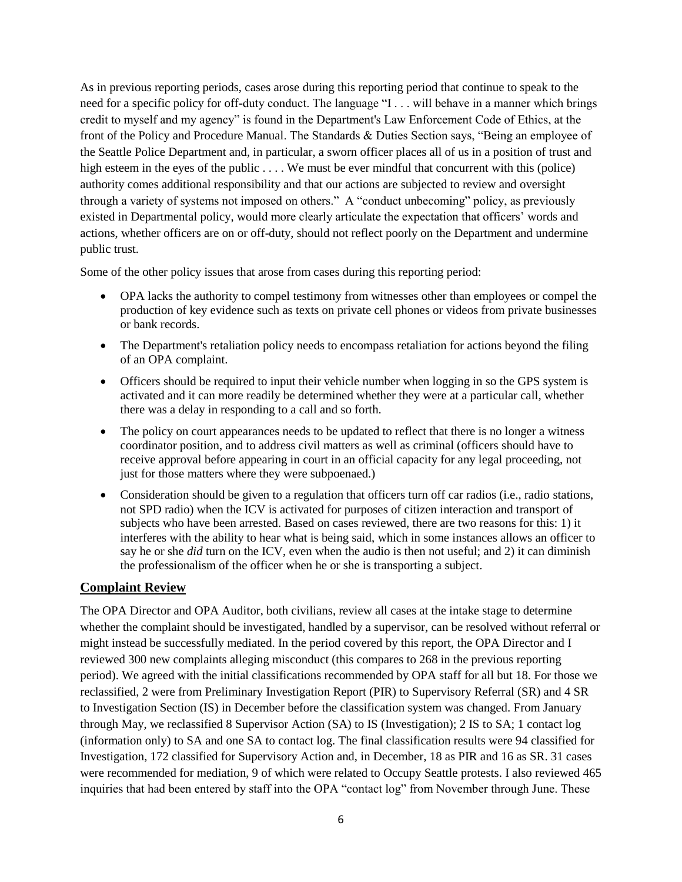As in previous reporting periods, cases arose during this reporting period that continue to speak to the need for a specific policy for off-duty conduct. The language "I . . . will behave in a manner which brings credit to myself and my agency" is found in the Department's Law Enforcement Code of Ethics, at the front of the Policy and Procedure Manual. The Standards & Duties Section says, "Being an employee of the Seattle Police Department and, in particular, a sworn officer places all of us in a position of trust and high esteem in the eyes of the public . . . . We must be ever mindful that concurrent with this (police) authority comes additional responsibility and that our actions are subjected to review and oversight through a variety of systems not imposed on others." A "conduct unbecoming" policy, as previously existed in Departmental policy, would more clearly articulate the expectation that officers' words and actions, whether officers are on or off-duty, should not reflect poorly on the Department and undermine public trust.

Some of the other policy issues that arose from cases during this reporting period:

- OPA lacks the authority to compel testimony from witnesses other than employees or compel the production of key evidence such as texts on private cell phones or videos from private businesses or bank records.
- The Department's retaliation policy needs to encompass retaliation for actions beyond the filing of an OPA complaint.
- Officers should be required to input their vehicle number when logging in so the GPS system is activated and it can more readily be determined whether they were at a particular call, whether there was a delay in responding to a call and so forth.
- The policy on court appearances needs to be updated to reflect that there is no longer a witness coordinator position, and to address civil matters as well as criminal (officers should have to receive approval before appearing in court in an official capacity for any legal proceeding, not just for those matters where they were subpoenaed.)
- Consideration should be given to a regulation that officers turn off car radios (i.e., radio stations, not SPD radio) when the ICV is activated for purposes of citizen interaction and transport of subjects who have been arrested. Based on cases reviewed, there are two reasons for this: 1) it interferes with the ability to hear what is being said, which in some instances allows an officer to say he or she *did* turn on the ICV, even when the audio is then not useful; and 2) it can diminish the professionalism of the officer when he or she is transporting a subject.

## Complaint Review

The OPA Director and OPA Auditor, both civilians, review all cases at the intake stage to determine whether the complaint should be investigated, handled by a supervisor, can be resolved without referral or might instead be successfully mediated. In the period covered by this report, the OPA Director and I reviewed 300 new complaints alleging misconduct (this compares to 268 in the previous reporting period). We agreed with the initial classifications recommended by OPA staff for all but 18. For those we reclassified, 2 were from Preliminary Investigation Report (PIR) to Supervisory Referral (SR) and 4 SR to Investigation Section (IS) in December before the classification system was changed. From January through May, we reclassified 8 Supervisor Action (SA) to IS (Investigation); 2 IS to SA; 1 contact log (information only) to SA and one SA to contact log. The final classification results were 94 classified for Investigation, 172 classified for Supervisory Action and, in December, 18 as PIR and 16 as SR. 31 cases were recommended for mediation, 9 of which were related to Occupy Seattle protests. I also reviewed 465 inquiries that had been entered by staff into the OPA "contact log" from November through June. These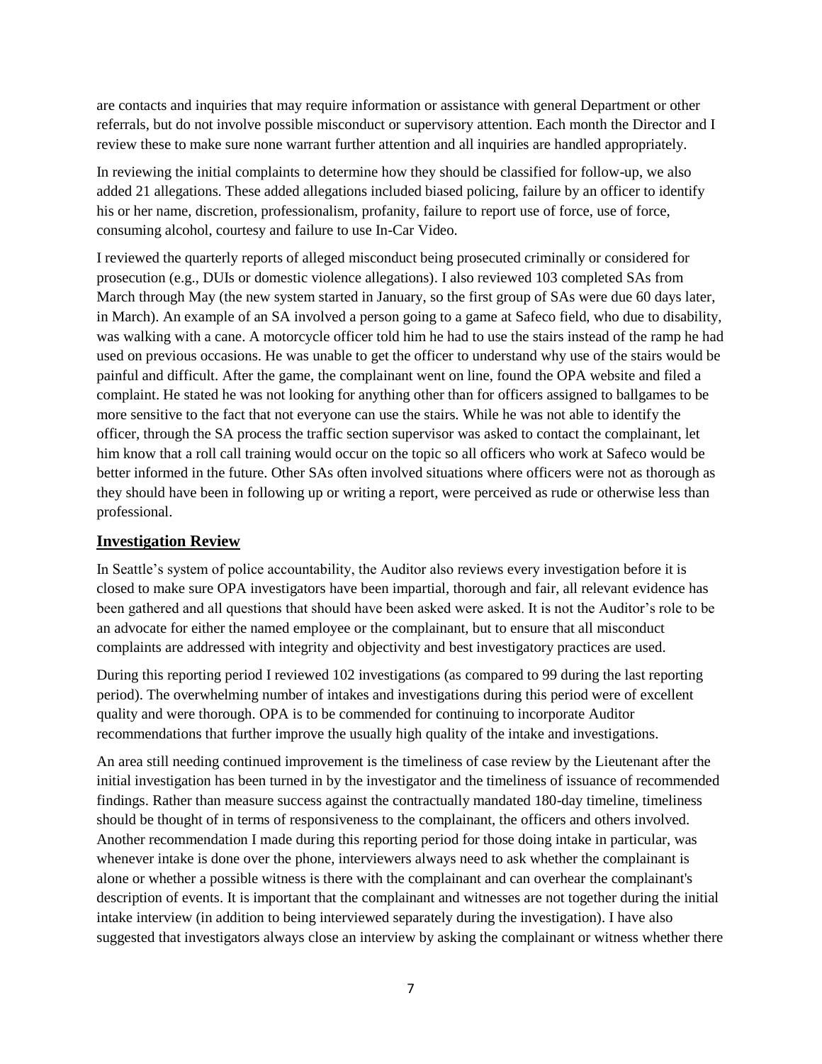are contacts and inquiries that may require information or assistance with general Department or other referrals, but do not involve possible misconduct or supervisory attention. Each month the Director and I review these to make sure none warrant further attention and all inquiries are handled appropriately.

In reviewing the initial complaints to determine how they should be classified for follow-up, we also added 21 allegations. These added allegations included biased policing, failure by an officer to identify his or her name, discretion, professionalism, profanity, failure to report use of force, use of force, consuming alcohol, courtesy and failure to use In-Car Video.

I reviewed the quarterly reports of alleged misconduct being prosecuted criminally or considered for prosecution (e.g., DUIs or domestic violence allegations). I also reviewed 103 completed SAs from March through May (the new system started in January, so the first group of SAs were due 60 days later, in March). An example of an SA involved a person going to a game at Safeco field, who due to disability, was walking with a cane. A motorcycle officer told him he had to use the stairs instead of the ramp he had used on previous occasions. He was unable to get the officer to understand why use of the stairs would be painful and difficult. After the game, the complainant went on line, found the OPA website and filed a complaint. He stated he was not looking for anything other than for officers assigned to ballgames to be more sensitive to the fact that not everyone can use the stairs. While he was not able to identify the officer, through the SA process the traffic section supervisor was asked to contact the complainant, let him know that a roll call training would occur on the topic so all officers who work at Safeco would be better informed in the future. Other SAs often involved situations where officers were not as thorough as they should have been in following up or writing a report, were perceived as rude or otherwise less than professional.

## Investigation Review

In Seattle's system of police accountability, the Auditor also reviews every investigation before it is closed to make sure OPA investigators have been impartial, thorough and fair, all relevant evidence has been gathered and all questions that should have been asked were asked. It is not the Auditor's role to be an advocate for either the named employee or the complainant, but to ensure that all misconduct complaints are addressed with integrity and objectivity and best investigatory practices are used.

During this reporting period I reviewed 102 investigations (as compared to 99 during the last reporting period). The overwhelming number of intakes and investigations during this period were of excellent quality and were thorough. OPA is to be commended for continuing to incorporate Auditor recommendations that further improve the usually high quality of the intake and investigations.

An area still needing continued improvement is the timeliness of case review by the Lieutenant after the initial investigation has been turned in by the investigator and the timeliness of issuance of recommended findings. Rather than measure success against the contractually mandated 180-day timeline, timeliness should be thought of in terms of responsiveness to the complainant, the officers and others involved. Another recommendation I made during this reporting period for those doing intake in particular, was whenever intake is done over the phone, interviewers always need to ask whether the complainant is alone or whether a possible witness is there with the complainant and can overhear the complainant's description of events. It is important that the complainant and witnesses are not together during the initial intake interview (in addition to being interviewed separately during the investigation). I have also suggested that investigators always close an interview by asking the complainant or witness whether there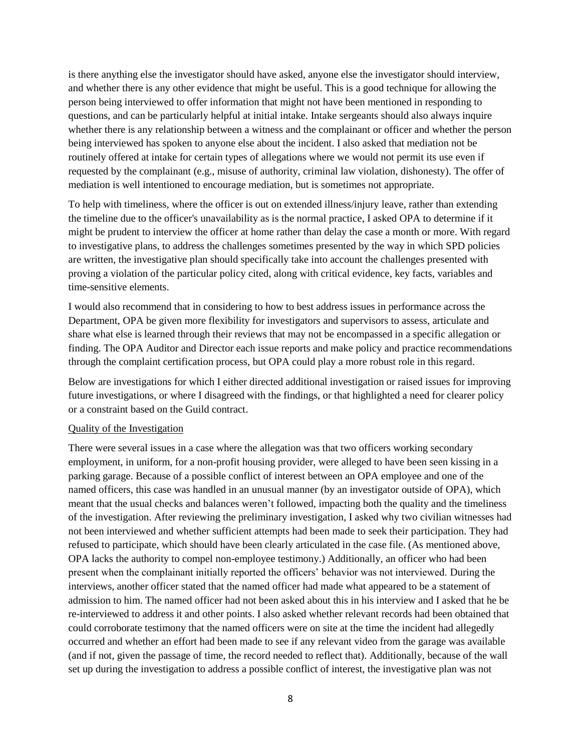is there anything else the investigator should have asked, anyone else the investigator should interview, and whether there is any other evidence that might be useful. This is a good technique for allowing the person being interviewed to offer information that might not have been mentioned in responding to questions, and can be particularly helpful at initial intake. Intake sergeants should also always inquire whether there is any relationship between a witness and the complainant or officer and whether the person being interviewed has spoken to anyone else about the incident. I also asked that mediation not be routinely offered at intake for certain types of allegations where we would not permit its use even if requested by the complainant (e.g., misuse of authority, criminal law violation, dishonesty). The offer of mediation is well intentioned to encourage mediation, but is sometimes not appropriate.

To help with timeliness, where the officer is out on extended illness/injury leave, rather than extending the timeline due to the officer's unavailability as is the normal practice, I asked OPA to determine if it might be prudent to interview the officer at home rather than delay the case a month or more. With regard to investigative plans, to address the challenges sometimes presented by the way in which SPD policies are written, the investigative plan should specifically take into account the challenges presented with proving a violation of the particular policy cited, along with critical evidence, key facts, variables and time-sensitive elements.

I would also recommend that in considering to how to best address issues in performance across the Department, OPA be given more flexibility for investigators and supervisors to assess, articulate and share what else is learned through their reviews that may not be encompassed in a specific allegation or finding. The OPA Auditor and Director each issue reports and make policy and practice recommendations through the complaint certification process, but OPA could play a more robust role in this regard.

Below are investigations for which I either directed additional investigation or raised issues for improving future investigations, or where I disagreed with the findings, or that highlighted a need for clearer policy or a constraint based on the Guild contract.

## Quality of the Investigation

There were several issues in a case where the allegation was that two officers working secondary employment, in uniform, for a non-profit housing provider, were alleged to have been seen kissing in a parking garage. Because of a possible conflict of interest between an OPA employee and one of the named officers, this case was handled in an unusual manner (by an investigator outside of OPA), which meant that the usual checks and balances weren't followed, impacting both the quality and the timeliness of the investigation. After reviewing the preliminary investigation, I asked why two civilian witnesses had not been interviewed and whether sufficient attempts had been made to seek their participation. They had refused to participate, which should have been clearly articulated in the case file. (As mentioned above, OPA lacks the authority to compel non-employee testimony.) Additionally, an officer who had been present when the complainant initially reported the officers' behavior was not interviewed. During the interviews, another officer stated that the named officer had made what appeared to be a statement of admission to him. The named officer had not been asked about this in his interview and I asked that he be re-interviewed to address it and other points. I also asked whether relevant records had been obtained that could corroborate testimony that the named officers were on site at the time the incident had allegedly occurred and whether an effort had been made to see if any relevant video from the garage was available (and if not, given the passage of time, the record needed to reflect that). Additionally, because of the wall set up during the investigation to address a possible conflict of interest, the investigative plan was not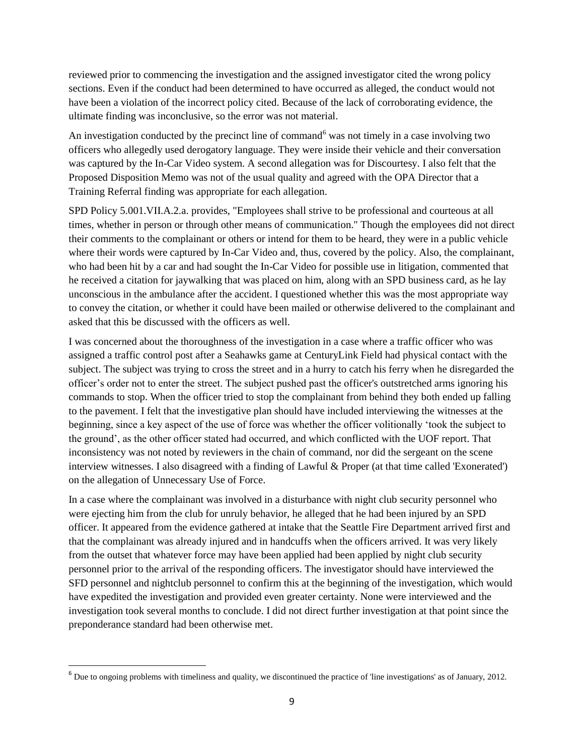reviewed prior to commencing the investigation and the assigned investigator cited the wrong policy sections. Even if the conduct had been determined to have occurred as alleged, the conduct would not have been a violation of the incorrect policy cited. Because of the lack of corroborating evidence, the ultimate finding was inconclusive, so the error was not material.

An investigation conducted by the precinct line of command[6] was not timely in a case involving two officers who allegedly used derogatory language. They were inside their vehicle and their conversation was captured by the In-Car Video system. A second allegation was for Discourtesy. I also felt that the Proposed Disposition Memo was not of the usual quality and agreed with the OPA Director that a Training Referral finding was appropriate for each allegation.

SPD Policy 5.001.VII.A.2.a. provides, "Employees shall strive to be professional and courteous at all times, whether in person or through other means of communication." Though the employees did not direct their comments to the complainant or others or intend for them to be heard, they were in a public vehicle where their words were captured by In-Car Video and, thus, covered by the policy. Also, the complainant, who had been hit by a car and had sought the In-Car Video for possible use in litigation, commented that he received a citation for jaywalking that was placed on him, along with an SPD business card, as he lay unconscious in the ambulance after the accident. I questioned whether this was the most appropriate way to convey the citation, or whether it could have been mailed or otherwise delivered to the complainant and asked that this be discussed with the officers as well.

I was concerned about the thoroughness of the investigation in a case where a traffic officer who was assigned a traffic control post after a Seahawks game at CenturyLink Field had physical contact with the subject. The subject was trying to cross the street and in a hurry to catch his ferry when he disregarded the officer's order not to enter the street. The subject pushed past the officer's outstretched arms ignoring his commands to stop. When the officer tried to stop the complainant from behind they both ended up falling to the pavement. I felt that the investigative plan should have included interviewing the witnesses at the beginning, since a key aspect of the use of force was whether the officer volitionally 'took the subject to the ground', as the other officer stated had occurred, and which conflicted with the UOF report. That inconsistency was not noted by reviewers in the chain of command, nor did the sergeant on the scene interview witnesses. I also disagreed with a finding of Lawful & Proper (at that time called 'Exonerated') on the allegation of Unnecessary Use of Force.

In a case where the complainant was involved in a disturbance with night club security personnel who were ejecting him from the club for unruly behavior, he alleged that he had been injured by an SPD officer. It appeared from the evidence gathered at intake that the Seattle Fire Department arrived first and that the complainant was already injured and in handcuffs when the officers arrived. It was very likely from the outset that whatever force may have been applied had been applied by night club security personnel prior to the arrival of the responding officers. The investigator should have interviewed the SFD personnel and nightclub personnel to confirm this at the beginning of the investigation, which would have expedited the investigation and provided even greater certainty. None were interviewed and the investigation took several months to conclude. I did not direct further investigation at that point since the preponderance standard had been otherwise met.

[6] Due to ongoing problems with timeliness and quality, we discontinued the practice of 'line investigations' as of January, 2012.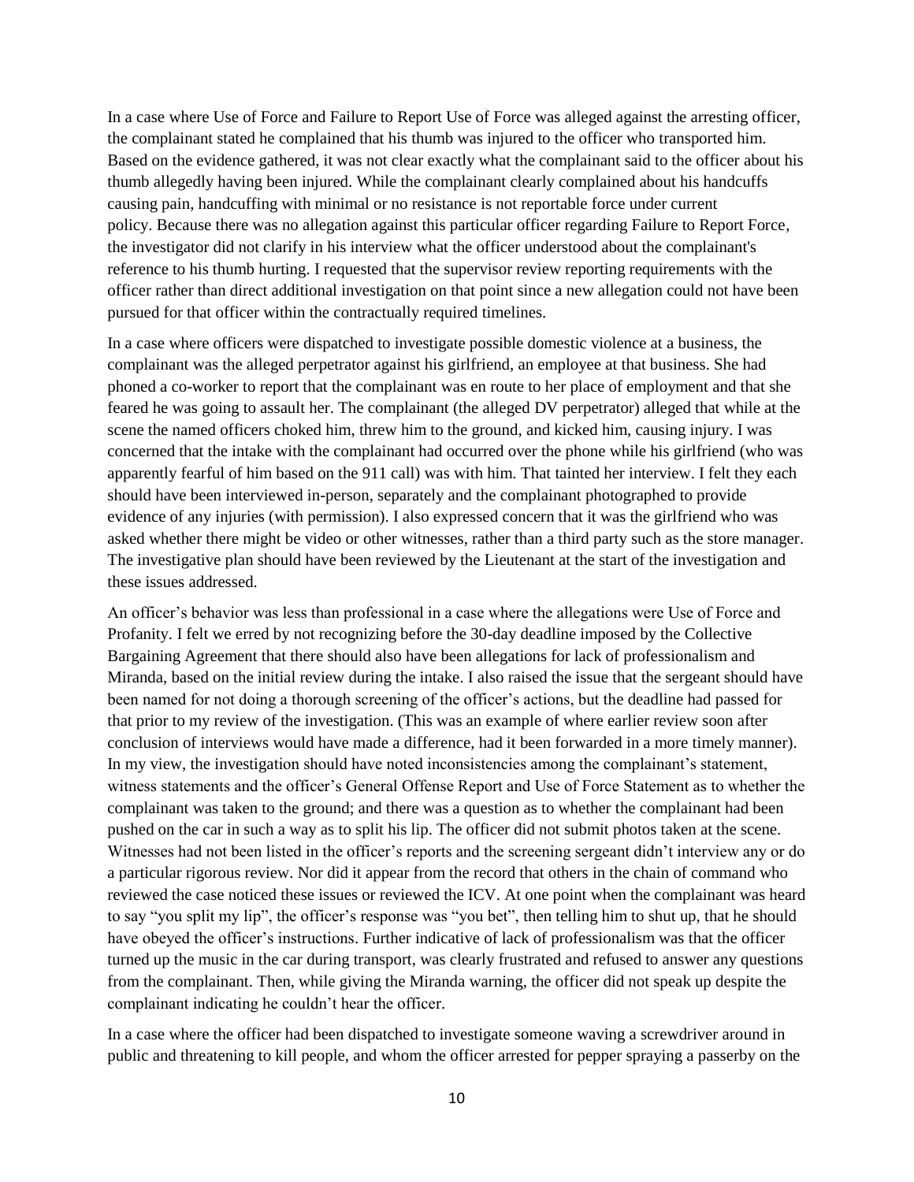In a case where Use of Force and Failure to Report Use of Force was alleged against the arresting officer, the complainant stated he complained that his thumb was injured to the officer who transported him. Based on the evidence gathered, it was not clear exactly what the complainant said to the officer about his thumb allegedly having been injured. While the complainant clearly complained about his handcuffs causing pain, handcuffing with minimal or no resistance is not reportable force under current policy. Because there was no allegation against this particular officer regarding Failure to Report Force, the investigator did not clarify in his interview what the officer understood about the complainant's reference to his thumb hurting. I requested that the supervisor review reporting requirements with the officer rather than direct additional investigation on that point since a new allegation could not have been pursued for that officer within the contractually required timelines.

In a case where officers were dispatched to investigate possible domestic violence at a business, the complainant was the alleged perpetrator against his girlfriend, an employee at that business. She had phoned a co-worker to report that the complainant was en route to her place of employment and that she feared he was going to assault her. The complainant (the alleged DV perpetrator) alleged that while at the scene the named officers choked him, threw him to the ground, and kicked him, causing injury. I was concerned that the intake with the complainant had occurred over the phone while his girlfriend (who was apparently fearful of him based on the 911 call) was with him. That tainted her interview. I felt they each should have been interviewed in-person, separately and the complainant photographed to provide evidence of any injuries (with permission). I also expressed concern that it was the girlfriend who was asked whether there might be video or other witnesses, rather than a third party such as the store manager. The investigative plan should have been reviewed by the Lieutenant at the start of the investigation and these issues addressed.

An officer's behavior was less than professional in a case where the allegations were Use of Force and Profanity. I felt we erred by not recognizing before the 30-day deadline imposed by the Collective Bargaining Agreement that there should also have been allegations for lack of professionalism and Miranda, based on the initial review during the intake. I also raised the issue that the sergeant should have been named for not doing a thorough screening of the officer's actions, but the deadline had passed for that prior to my review of the investigation. (This was an example of where earlier review soon after conclusion of interviews would have made a difference, had it been forwarded in a more timely manner). In my view, the investigation should have noted inconsistencies among the complainant's statement, witness statements and the officer's General Offense Report and Use of Force Statement as to whether the complainant was taken to the ground; and there was a question as to whether the complainant had been pushed on the car in such a way as to split his lip. The officer did not submit photos taken at the scene. Witnesses had not been listed in the officer's reports and the screening sergeant didn't interview any or do a particular rigorous review. Nor did it appear from the record that others in the chain of command who reviewed the case noticed these issues or reviewed the ICV. At one point when the complainant was heard to say "you split my lip", the officer's response was "you bet", then telling him to shut up, that he should have obeyed the officer's instructions. Further indicative of lack of professionalism was that the officer turned up the music in the car during transport, was clearly frustrated and refused to answer any questions from the complainant. Then, while giving the Miranda warning, the officer did not speak up despite the complainant indicating he couldn't hear the officer.

In a case where the officer had been dispatched to investigate someone waving a screwdriver around in public and threatening to kill people, and whom the officer arrested for pepper spraying a passerby on the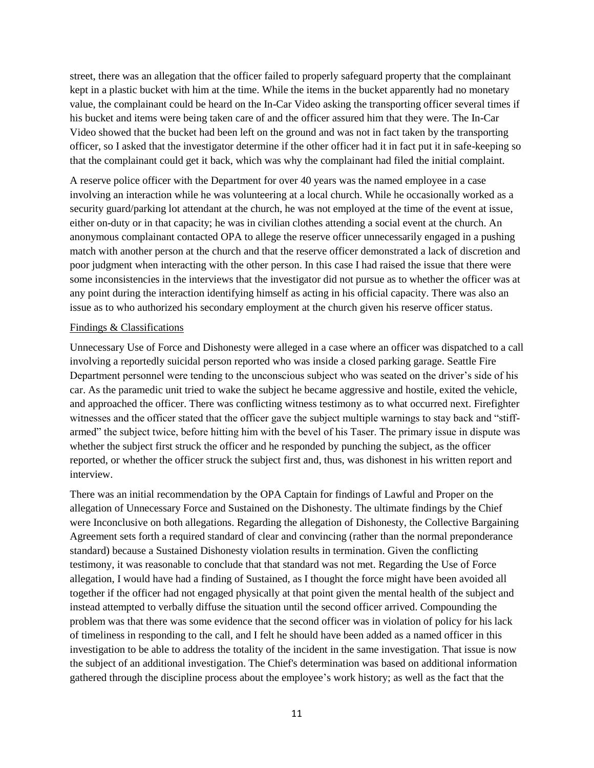street, there was an allegation that the officer failed to properly safeguard property that the complainant kept in a plastic bucket with him at the time. While the items in the bucket apparently had no monetary value, the complainant could be heard on the In-Car Video asking the transporting officer several times if his bucket and items were being taken care of and the officer assured him that they were. The In-Car Video showed that the bucket had been left on the ground and was not in fact taken by the transporting officer, so I asked that the investigator determine if the other officer had it in fact put it in safe-keeping so that the complainant could get it back, which was why the complainant had filed the initial complaint.

A reserve police officer with the Department for over 40 years was the named employee in a case involving an interaction while he was volunteering at a local church. While he occasionally worked as a security guard/parking lot attendant at the church, he was not employed at the time of the event at issue, either on-duty or in that capacity; he was in civilian clothes attending a social event at the church. An anonymous complainant contacted OPA to allege the reserve officer unnecessarily engaged in a pushing match with another person at the church and that the reserve officer demonstrated a lack of discretion and poor judgment when interacting with the other person. In this case I had raised the issue that there were some inconsistencies in the interviews that the investigator did not pursue as to whether the officer was at any point during the interaction identifying himself as acting in his official capacity. There was also an issue as to who authorized his secondary employment at the church given his reserve officer status.

<u>Findings & Classifications</u>

Unnecessary Use of Force and Dishonesty were alleged in a case where an officer was dispatched to a call involving a reportedly suicidal person reported who was inside a closed parking garage. Seattle Fire Department personnel were tending to the unconscious subject who was seated on the driver's side of his car. As the paramedic unit tried to wake the subject he became aggressive and hostile, exited the vehicle, and approached the officer. There was conflicting witness testimony as to what occurred next. Firefighter witnesses and the officer stated that the officer gave the subject multiple warnings to stay back and "stiff-armed" the subject twice, before hitting him with the bevel of his Taser. The primary issue in dispute was whether the subject first struck the officer and he responded by punching the subject, as the officer reported, or whether the officer struck the subject first and, thus, was dishonest in his written report and interview.

There was an initial recommendation by the OPA Captain for findings of Lawful and Proper on the allegation of Unnecessary Force and Sustained on the Dishonesty. The ultimate findings by the Chief were Inconclusive on both allegations. Regarding the allegation of Dishonesty, the Collective Bargaining Agreement sets forth a required standard of clear and convincing (rather than the normal preponderance standard) because a Sustained Dishonesty violation results in termination. Given the conflicting testimony, it was reasonable to conclude that that standard was not met. Regarding the Use of Force allegation, I would have had a finding of Sustained, as I thought the force might have been avoided all together if the officer had not engaged physically at that point given the mental health of the subject and instead attempted to verbally diffuse the situation until the second officer arrived. Compounding the problem was that there was some evidence that the second officer was in violation of policy for his lack of timeliness in responding to the call, and I felt he should have been added as a named officer in this investigation to be able to address the totality of the incident in the same investigation. That issue is now the subject of an additional investigation. The Chief's determination was based on additional information gathered through the discipline process about the employee's work history; as well as the fact that the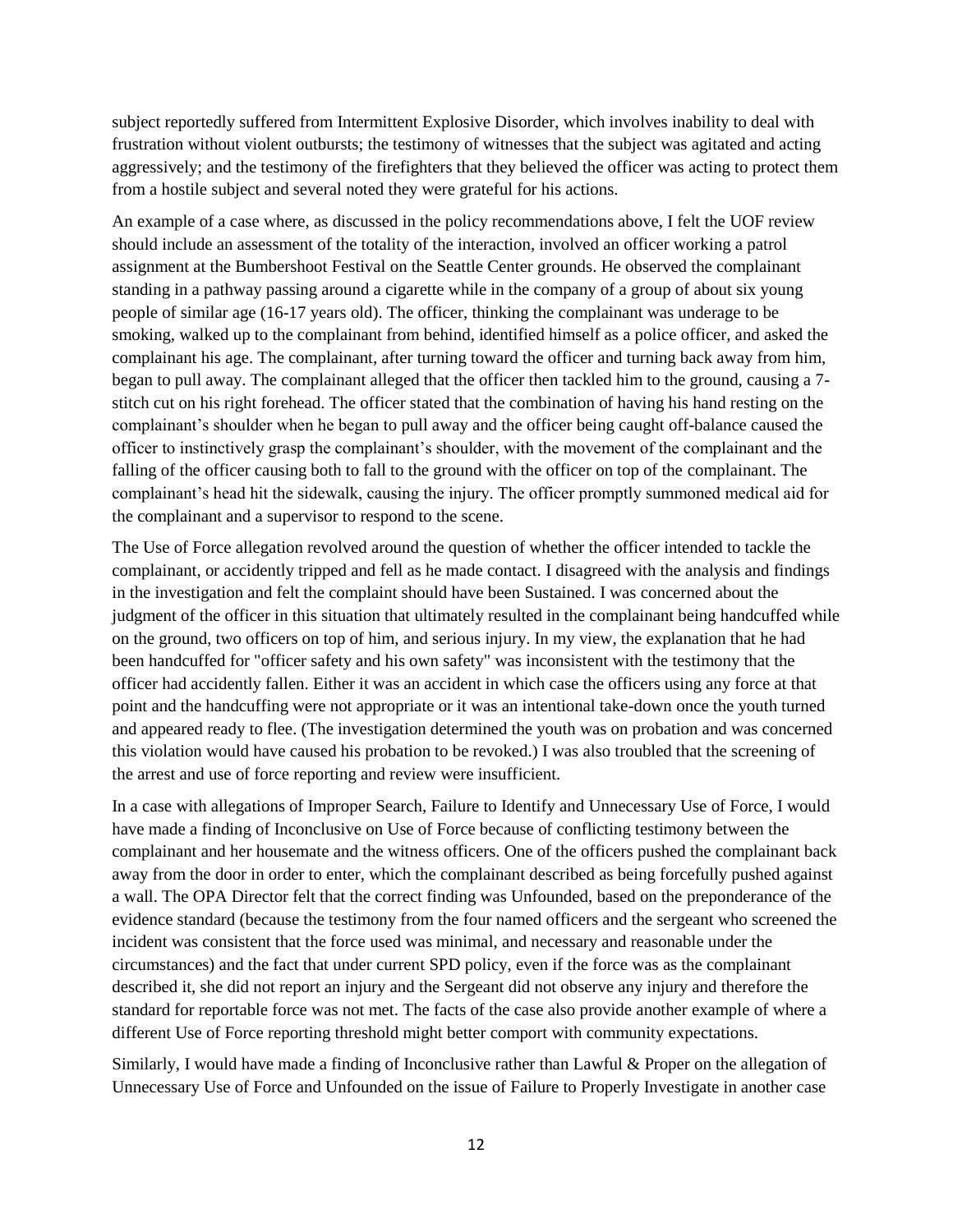subject reportedly suffered from Intermittent Explosive Disorder, which involves inability to deal with frustration without violent outbursts; the testimony of witnesses that the subject was agitated and acting aggressively; and the testimony of the firefighters that they believed the officer was acting to protect them from a hostile subject and several noted they were grateful for his actions.

An example of a case where, as discussed in the policy recommendations above, I felt the UOF review should include an assessment of the totality of the interaction, involved an officer working a patrol assignment at the Bumbershoot Festival on the Seattle Center grounds. He observed the complainant standing in a pathway passing around a cigarette while in the company of a group of about six young people of similar age (16-17 years old). The officer, thinking the complainant was underage to be smoking, walked up to the complainant from behind, identified himself as a police officer, and asked the complainant his age. The complainant, after turning toward the officer and turning back away from him, began to pull away. The complainant alleged that the officer then tackled him to the ground, causing a 7-stitch cut on his right forehead. The officer stated that the combination of having his hand resting on the complainant's shoulder when he began to pull away and the officer being caught off-balance caused the officer to instinctively grasp the complainant's shoulder, with the movement of the complainant and the falling of the officer causing both to fall to the ground with the officer on top of the complainant. The complainant's head hit the sidewalk, causing the injury. The officer promptly summoned medical aid for the complainant and a supervisor to respond to the scene.

The Use of Force allegation revolved around the question of whether the officer intended to tackle the complainant, or accidently tripped and fell as he made contact. I disagreed with the analysis and findings in the investigation and felt the complaint should have been Sustained. I was concerned about the judgment of the officer in this situation that ultimately resulted in the complainant being handcuffed while on the ground, two officers on top of him, and serious injury. In my view, the explanation that he had been handcuffed for "officer safety and his own safety" was inconsistent with the testimony that the officer had accidently fallen. Either it was an accident in which case the officers using any force at that point and the handcuffing were not appropriate or it was an intentional take-down once the youth turned and appeared ready to flee. (The investigation determined the youth was on probation and was concerned this violation would have caused his probation to be revoked.) I was also troubled that the screening of the arrest and use of force reporting and review were insufficient.

In a case with allegations of Improper Search, Failure to Identify and Unnecessary Use of Force, I would have made a finding of Inconclusive on Use of Force because of conflicting testimony between the complainant and her housemate and the witness officers. One of the officers pushed the complainant back away from the door in order to enter, which the complainant described as being forcefully pushed against a wall. The OPA Director felt that the correct finding was Unfounded, based on the preponderance of the evidence standard (because the testimony from the four named officers and the sergeant who screened the incident was consistent that the force used was minimal, and necessary and reasonable under the circumstances) and the fact that under current SPD policy, even if the force was as the complainant described it, she did not report an injury and the Sergeant did not observe any injury and therefore the standard for reportable force was not met. The facts of the case also provide another example of where a different Use of Force reporting threshold might better comport with community expectations.

Similarly, I would have made a finding of Inconclusive rather than Lawful & Proper on the allegation of Unnecessary Use of Force and Unfounded on the issue of Failure to Properly Investigate in another case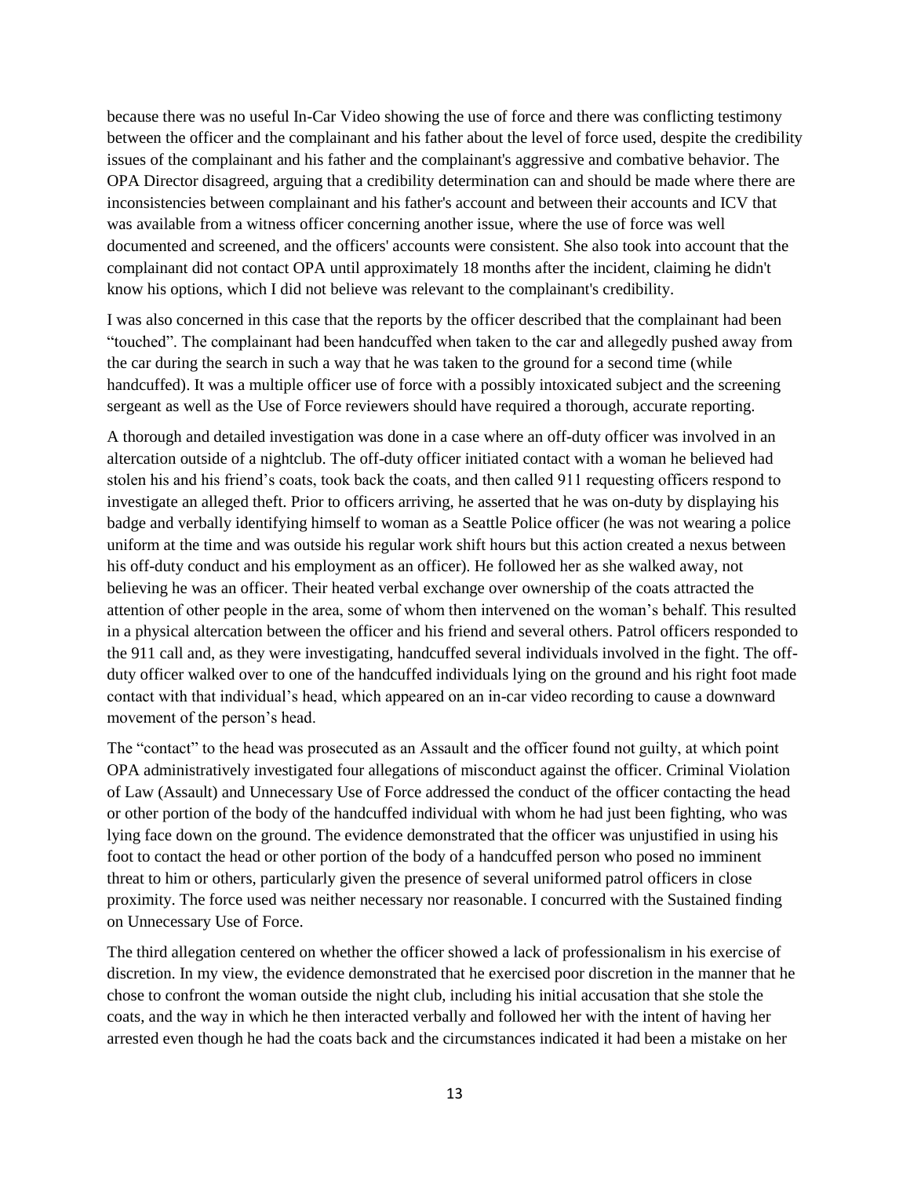because there was no useful In-Car Video showing the use of force and there was conflicting testimony between the officer and the complainant and his father about the level of force used, despite the credibility issues of the complainant and his father and the complainant's aggressive and combative behavior. The OPA Director disagreed, arguing that a credibility determination can and should be made where there are inconsistencies between complainant and his father's account and between their accounts and ICV that was available from a witness officer concerning another issue, where the use of force was well documented and screened, and the officers' accounts were consistent. She also took into account that the complainant did not contact OPA until approximately 18 months after the incident, claiming he didn't know his options, which I did not believe was relevant to the complainant's credibility.

I was also concerned in this case that the reports by the officer described that the complainant had been "touched". The complainant had been handcuffed when taken to the car and allegedly pushed away from the car during the search in such a way that he was taken to the ground for a second time (while handcuffed). It was a multiple officer use of force with a possibly intoxicated subject and the screening sergeant as well as the Use of Force reviewers should have required a thorough, accurate reporting.

A thorough and detailed investigation was done in a case where an off-duty officer was involved in an altercation outside of a nightclub. The off-duty officer initiated contact with a woman he believed had stolen his and his friend's coats, took back the coats, and then called 911 requesting officers respond to investigate an alleged theft. Prior to officers arriving, he asserted that he was on-duty by displaying his badge and verbally identifying himself to woman as a Seattle Police officer (he was not wearing a police uniform at the time and was outside his regular work shift hours but this action created a nexus between his off-duty conduct and his employment as an officer). He followed her as she walked away, not believing he was an officer. Their heated verbal exchange over ownership of the coats attracted the attention of other people in the area, some of whom then intervened on the woman's behalf. This resulted in a physical altercation between the officer and his friend and several others. Patrol officers responded to the 911 call and, as they were investigating, handcuffed several individuals involved in the fight. The off-duty officer walked over to one of the handcuffed individuals lying on the ground and his right foot made contact with that individual's head, which appeared on an in-car video recording to cause a downward movement of the person's head.

The "contact" to the head was prosecuted as an Assault and the officer found not guilty, at which point OPA administratively investigated four allegations of misconduct against the officer. Criminal Violation of Law (Assault) and Unnecessary Use of Force addressed the conduct of the officer contacting the head or other portion of the body of the handcuffed individual with whom he had just been fighting, who was lying face down on the ground. The evidence demonstrated that the officer was unjustified in using his foot to contact the head or other portion of the body of a handcuffed person who posed no imminent threat to him or others, particularly given the presence of several uniformed patrol officers in close proximity. The force used was neither necessary nor reasonable. I concurred with the Sustained finding on Unnecessary Use of Force.

The third allegation centered on whether the officer showed a lack of professionalism in his exercise of discretion. In my view, the evidence demonstrated that he exercised poor discretion in the manner that he chose to confront the woman outside the night club, including his initial accusation that she stole the coats, and the way in which he then interacted verbally and followed her with the intent of having her arrested even though he had the coats back and the circumstances indicated it had been a mistake on her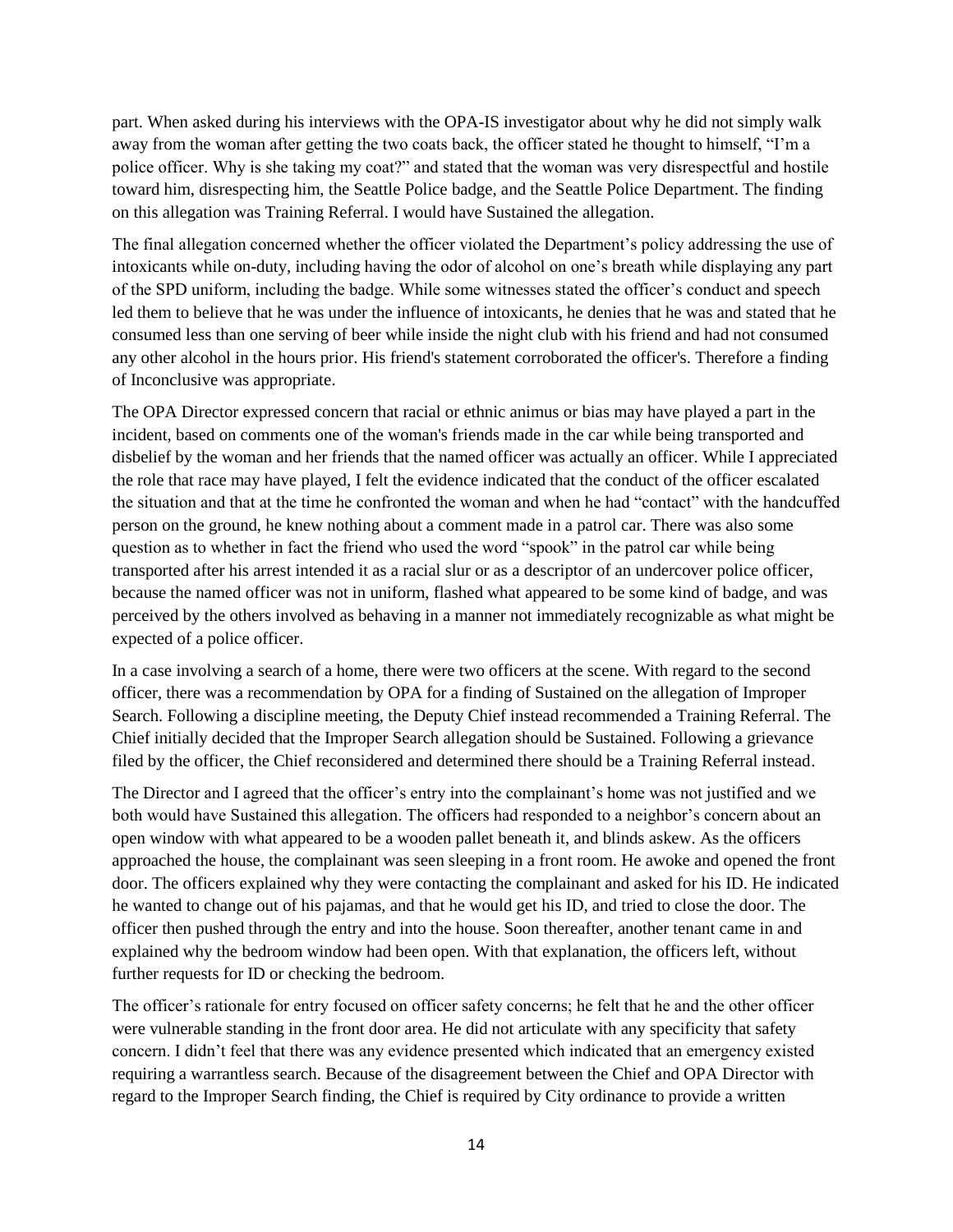part. When asked during his interviews with the OPA-IS investigator about why he did not simply walk away from the woman after getting the two coats back, the officer stated he thought to himself, "I'm a police officer. Why is she taking my coat?" and stated that the woman was very disrespectful and hostile toward him, disrespecting him, the Seattle Police badge, and the Seattle Police Department. The finding on this allegation was Training Referral. I would have Sustained the allegation.

The final allegation concerned whether the officer violated the Department's policy addressing the use of intoxicants while on-duty, including having the odor of alcohol on one's breath while displaying any part of the SPD uniform, including the badge. While some witnesses stated the officer's conduct and speech led them to believe that he was under the influence of intoxicants, he denies that he was and stated that he consumed less than one serving of beer while inside the night club with his friend and had not consumed any other alcohol in the hours prior. His friend's statement corroborated the officer's. Therefore a finding of Inconclusive was appropriate.

The OPA Director expressed concern that racial or ethnic animus or bias may have played a part in the incident, based on comments one of the woman's friends made in the car while being transported and disbelief by the woman and her friends that the named officer was actually an officer. While I appreciated the role that race may have played, I felt the evidence indicated that the conduct of the officer escalated the situation and that at the time he confronted the woman and when he had "contact" with the handcuffed person on the ground, he knew nothing about a comment made in a patrol car. There was also some question as to whether in fact the friend who used the word "spook" in the patrol car while being transported after his arrest intended it as a racial slur or as a descriptor of an undercover police officer, because the named officer was not in uniform, flashed what appeared to be some kind of badge, and was perceived by the others involved as behaving in a manner not immediately recognizable as what might be expected of a police officer.

In a case involving a search of a home, there were two officers at the scene. With regard to the second officer, there was a recommendation by OPA for a finding of Sustained on the allegation of Improper Search. Following a discipline meeting, the Deputy Chief instead recommended a Training Referral. The Chief initially decided that the Improper Search allegation should be Sustained. Following a grievance filed by the officer, the Chief reconsidered and determined there should be a Training Referral instead.

The Director and I agreed that the officer's entry into the complainant's home was not justified and we both would have Sustained this allegation. The officers had responded to a neighbor's concern about an open window with what appeared to be a wooden pallet beneath it, and blinds askew. As the officers approached the house, the complainant was seen sleeping in a front room. He awoke and opened the front door. The officers explained why they were contacting the complainant and asked for his ID. He indicated he wanted to change out of his pajamas, and that he would get his ID, and tried to close the door. The officer then pushed through the entry and into the house. Soon thereafter, another tenant came in and explained why the bedroom window had been open. With that explanation, the officers left, without further requests for ID or checking the bedroom.

The officer's rationale for entry focused on officer safety concerns; he felt that he and the other officer were vulnerable standing in the front door area. He did not articulate with any specificity that safety concern. I didn't feel that there was any evidence presented which indicated that an emergency existed requiring a warrantless search. Because of the disagreement between the Chief and OPA Director with regard to the Improper Search finding, the Chief is required by City ordinance to provide a written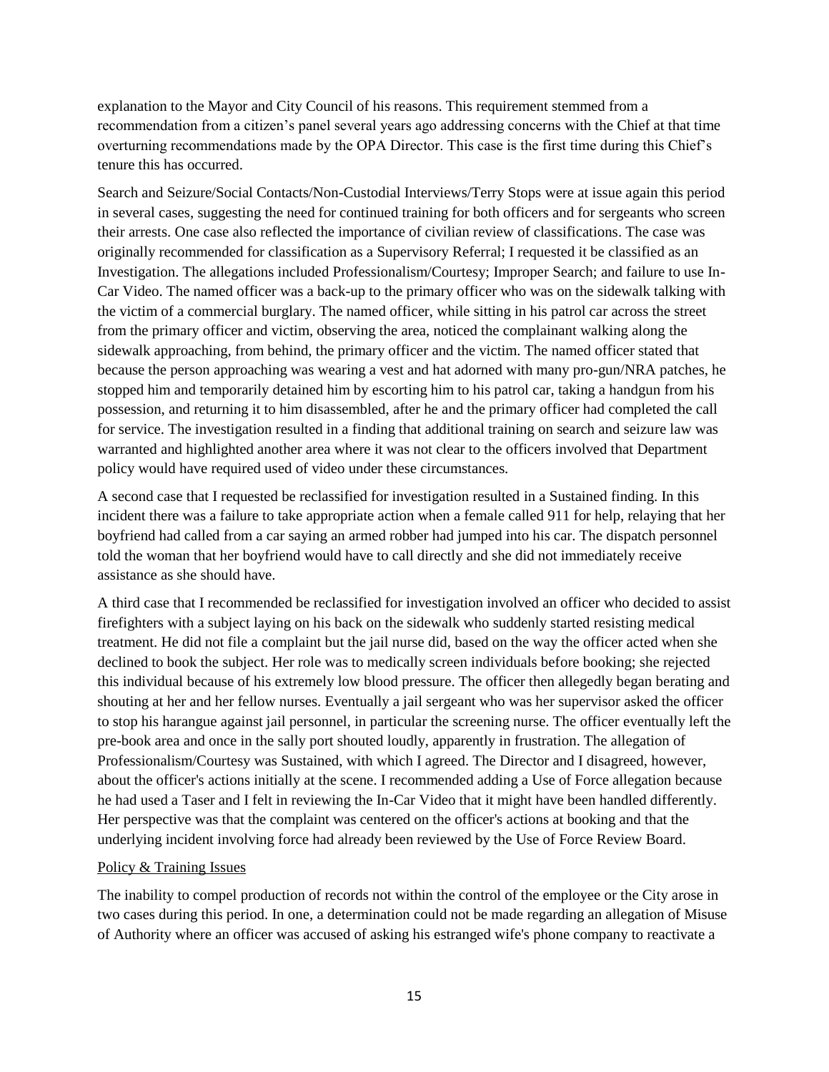explanation to the Mayor and City Council of his reasons. This requirement stemmed from a recommendation from a citizen's panel several years ago addressing concerns with the Chief at that time overturning recommendations made by the OPA Director. This case is the first time during this Chief's tenure this has occurred.

Search and Seizure/Social Contacts/Non-Custodial Interviews/Terry Stops were at issue again this period in several cases, suggesting the need for continued training for both officers and for sergeants who screen their arrests. One case also reflected the importance of civilian review of classifications. The case was originally recommended for classification as a Supervisory Referral; I requested it be classified as an Investigation. The allegations included Professionalism/Courtesy; Improper Search; and failure to use In-Car Video. The named officer was a back-up to the primary officer who was on the sidewalk talking with the victim of a commercial burglary. The named officer, while sitting in his patrol car across the street from the primary officer and victim, observing the area, noticed the complainant walking along the sidewalk approaching, from behind, the primary officer and the victim. The named officer stated that because the person approaching was wearing a vest and hat adorned with many pro-gun/NRA patches, he stopped him and temporarily detained him by escorting him to his patrol car, taking a handgun from his possession, and returning it to him disassembled, after he and the primary officer had completed the call for service. The investigation resulted in a finding that additional training on search and seizure law was warranted and highlighted another area where it was not clear to the officers involved that Department policy would have required used of video under these circumstances.

A second case that I requested be reclassified for investigation resulted in a Sustained finding. In this incident there was a failure to take appropriate action when a female called 911 for help, relaying that her boyfriend had called from a car saying an armed robber had jumped into his car. The dispatch personnel told the woman that her boyfriend would have to call directly and she did not immediately receive assistance as she should have.

A third case that I recommended be reclassified for investigation involved an officer who decided to assist firefighters with a subject laying on his back on the sidewalk who suddenly started resisting medical treatment. He did not file a complaint but the jail nurse did, based on the way the officer acted when she declined to book the subject. Her role was to medically screen individuals before booking; she rejected this individual because of his extremely low blood pressure. The officer then allegedly began berating and shouting at her and her fellow nurses. Eventually a jail sergeant who was her supervisor asked the officer to stop his harangue against jail personnel, in particular the screening nurse. The officer eventually left the pre-book area and once in the sally port shouted loudly, apparently in frustration. The allegation of Professionalism/Courtesy was Sustained, with which I agreed. The Director and I disagreed, however, about the officer's actions initially at the scene. I recommended adding a Use of Force allegation because he had used a Taser and I felt in reviewing the In-Car Video that it might have been handled differently. Her perspective was that the complaint was centered on the officer's actions at booking and that the underlying incident involving force had already been reviewed by the Use of Force Review Board.

## Policy & Training Issues

The inability to compel production of records not within the control of the employee or the City arose in two cases during this period. In one, a determination could not be made regarding an allegation of Misuse of Authority where an officer was accused of asking his estranged wife's phone company to reactivate a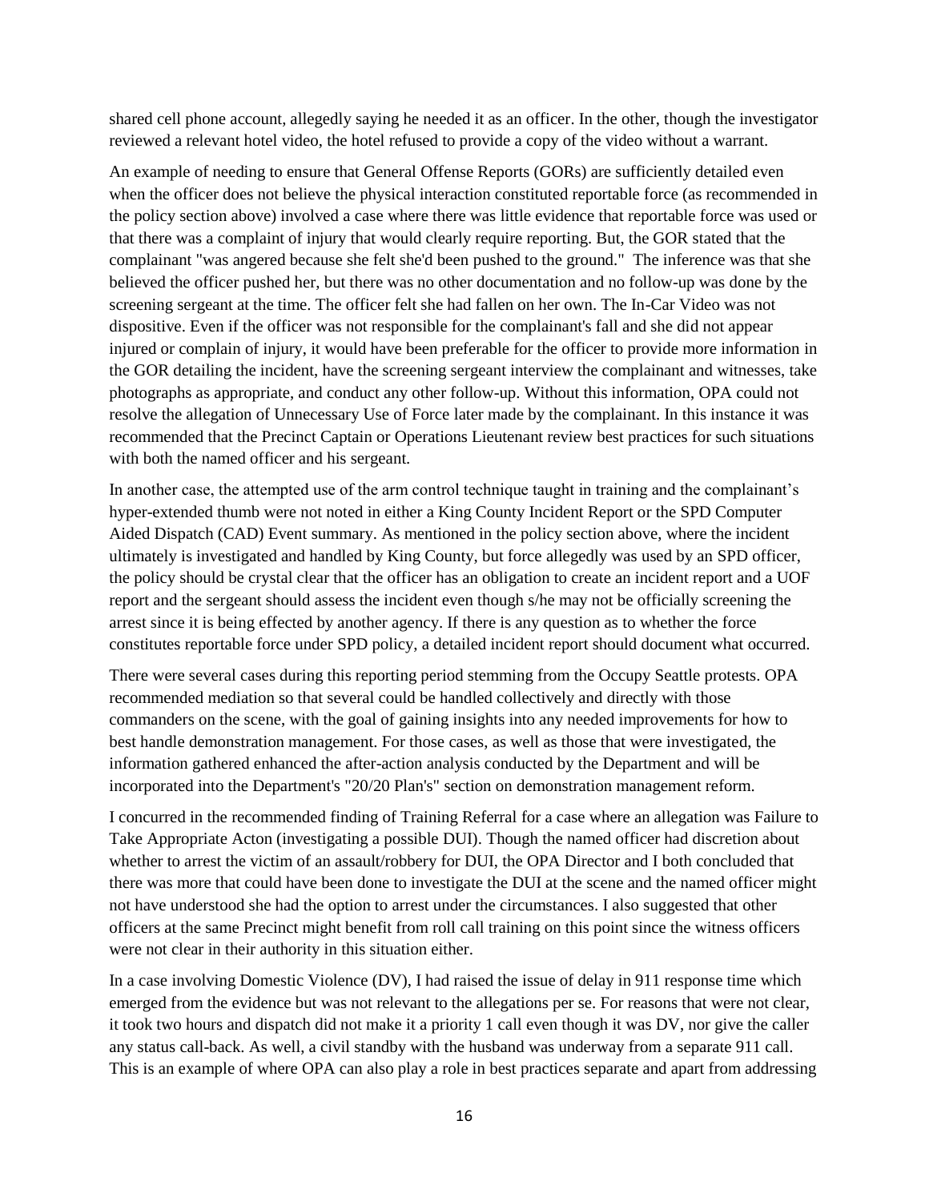shared cell phone account, allegedly saying he needed it as an officer. In the other, though the investigator reviewed a relevant hotel video, the hotel refused to provide a copy of the video without a warrant.

An example of needing to ensure that General Offense Reports (GORs) are sufficiently detailed even when the officer does not believe the physical interaction constituted reportable force (as recommended in the policy section above) involved a case where there was little evidence that reportable force was used or that there was a complaint of injury that would clearly require reporting. But, the GOR stated that the complainant "was angered because she felt she'd been pushed to the ground." The inference was that she believed the officer pushed her, but there was no other documentation and no follow-up was done by the screening sergeant at the time. The officer felt she had fallen on her own. The In-Car Video was not dispositive. Even if the officer was not responsible for the complainant's fall and she did not appear injured or complain of injury, it would have been preferable for the officer to provide more information in the GOR detailing the incident, have the screening sergeant interview the complainant and witnesses, take photographs as appropriate, and conduct any other follow-up. Without this information, OPA could not resolve the allegation of Unnecessary Use of Force later made by the complainant. In this instance it was recommended that the Precinct Captain or Operations Lieutenant review best practices for such situations with both the named officer and his sergeant.

In another case, the attempted use of the arm control technique taught in training and the complainant's hyper-extended thumb were not noted in either a King County Incident Report or the SPD Computer Aided Dispatch (CAD) Event summary. As mentioned in the policy section above, where the incident ultimately is investigated and handled by King County, but force allegedly was used by an SPD officer, the policy should be crystal clear that the officer has an obligation to create an incident report and a UOF report and the sergeant should assess the incident even though s/he may not be officially screening the arrest since it is being effected by another agency. If there is any question as to whether the force constitutes reportable force under SPD policy, a detailed incident report should document what occurred.

There were several cases during this reporting period stemming from the Occupy Seattle protests. OPA recommended mediation so that several could be handled collectively and directly with those commanders on the scene, with the goal of gaining insights into any needed improvements for how to best handle demonstration management. For those cases, as well as those that were investigated, the information gathered enhanced the after-action analysis conducted by the Department and will be incorporated into the Department's "20/20 Plan's" section on demonstration management reform.

I concurred in the recommended finding of Training Referral for a case where an allegation was Failure to Take Appropriate Acton (investigating a possible DUI). Though the named officer had discretion about whether to arrest the victim of an assault/robbery for DUI, the OPA Director and I both concluded that there was more that could have been done to investigate the DUI at the scene and the named officer might not have understood she had the option to arrest under the circumstances. I also suggested that other officers at the same Precinct might benefit from roll call training on this point since the witness officers were not clear in their authority in this situation either.

In a case involving Domestic Violence (DV), I had raised the issue of delay in 911 response time which emerged from the evidence but was not relevant to the allegations per se. For reasons that were not clear, it took two hours and dispatch did not make it a priority 1 call even though it was DV, nor give the caller any status call-back. As well, a civil standby with the husband was underway from a separate 911 call. This is an example of where OPA can also play a role in best practices separate and apart from addressing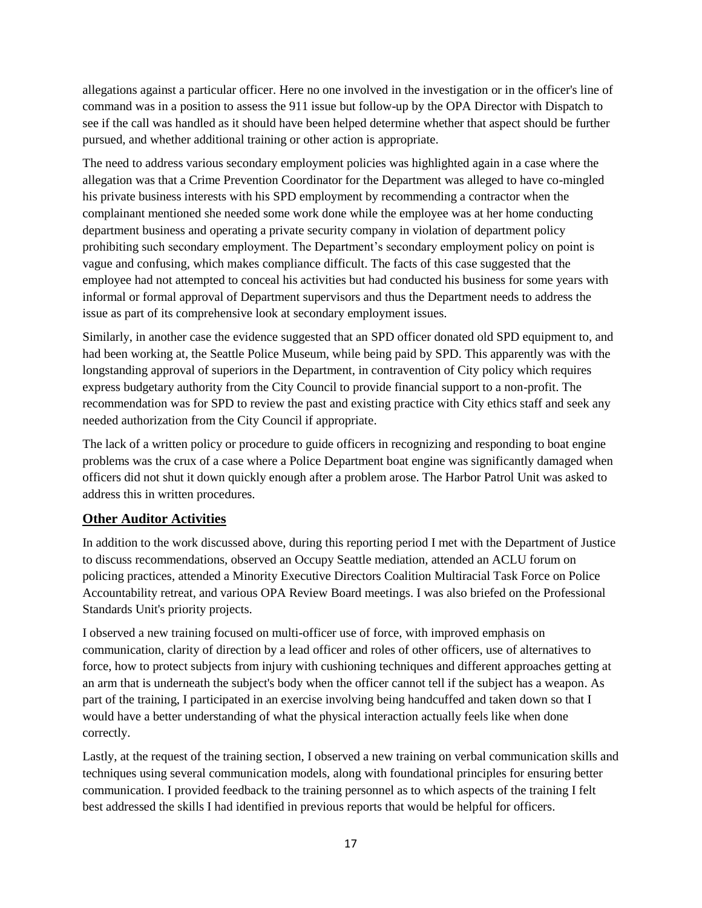allegations against a particular officer. Here no one involved in the investigation or in the officer's line of command was in a position to assess the 911 issue but follow-up by the OPA Director with Dispatch to see if the call was handled as it should have been helped determine whether that aspect should be further pursued, and whether additional training or other action is appropriate.

The need to address various secondary employment policies was highlighted again in a case where the allegation was that a Crime Prevention Coordinator for the Department was alleged to have co-mingled his private business interests with his SPD employment by recommending a contractor when the complainant mentioned she needed some work done while the employee was at her home conducting department business and operating a private security company in violation of department policy prohibiting such secondary employment. The Department's secondary employment policy on point is vague and confusing, which makes compliance difficult. The facts of this case suggested that the employee had not attempted to conceal his activities but had conducted his business for some years with informal or formal approval of Department supervisors and thus the Department needs to address the issue as part of its comprehensive look at secondary employment issues.

Similarly, in another case the evidence suggested that an SPD officer donated old SPD equipment to, and had been working at, the Seattle Police Museum, while being paid by SPD. This apparently was with the longstanding approval of superiors in the Department, in contravention of City policy which requires express budgetary authority from the City Council to provide financial support to a non-profit. The recommendation was for SPD to review the past and existing practice with City ethics staff and seek any needed authorization from the City Council if appropriate.

The lack of a written policy or procedure to guide officers in recognizing and responding to boat engine problems was the crux of a case where a Police Department boat engine was significantly damaged when officers did not shut it down quickly enough after a problem arose. The Harbor Patrol Unit was asked to address this in written procedures.

## Other Auditor Activities

In addition to the work discussed above, during this reporting period I met with the Department of Justice to discuss recommendations, observed an Occupy Seattle mediation, attended an ACLU forum on policing practices, attended a Minority Executive Directors Coalition Multiracial Task Force on Police Accountability retreat, and various OPA Review Board meetings. I was also briefed on the Professional Standards Unit's priority projects.

I observed a new training focused on multi-officer use of force, with improved emphasis on communication, clarity of direction by a lead officer and roles of other officers, use of alternatives to force, how to protect subjects from injury with cushioning techniques and different approaches getting at an arm that is underneath the subject's body when the officer cannot tell if the subject has a weapon. As part of the training, I participated in an exercise involving being handcuffed and taken down so that I would have a better understanding of what the physical interaction actually feels like when done correctly.

Lastly, at the request of the training section, I observed a new training on verbal communication skills and techniques using several communication models, along with foundational principles for ensuring better communication. I provided feedback to the training personnel as to which aspects of the training I felt best addressed the skills I had identified in previous reports that would be helpful for officers.